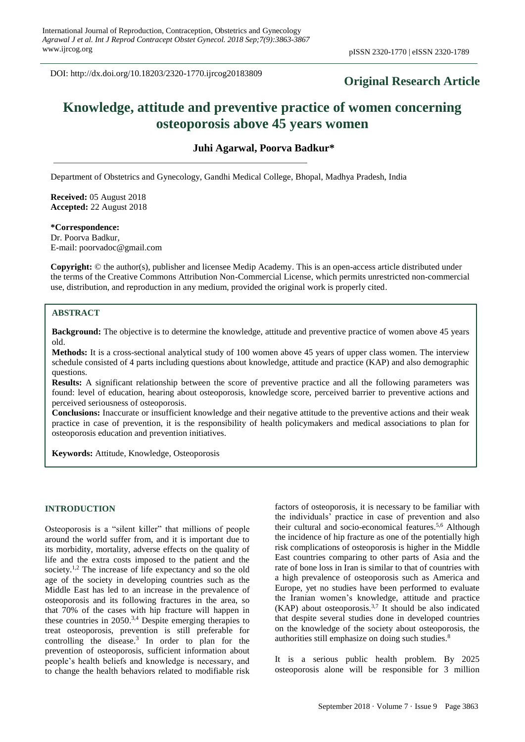DOI: http://dx.doi.org/10.18203/2320-1770.ijrcog20183809

**Original Research Article**

# Knowledge, attitude and preventive practice of women concerning osteoporosis above 45 years women

**Juhi Agarwal, Poorva Badkur***

Department of Obstetrics and Gynecology, Gandhi Medical College, Bhopal, Madhya Pradesh, India

**Received:** 05 August 2018
**Accepted:** 22 August 2018

**\*Correspondence:**
Dr. Poorva Badkur,
E-mail: poorvadoc@gmail.com

**Copyright:** © the author(s), publisher and licensee Medip Academy. This is an open-access article distributed under the terms of the Creative Commons Attribution Non-Commercial License, which permits unrestricted non-commercial use, distribution, and reproduction in any medium, provided the original work is properly cited.

## ABSTRACT

**Background:** The objective is to determine the knowledge, attitude and preventive practice of women above 45 years old.

**Methods:** It is a cross-sectional analytical study of 100 women above 45 years of upper class women. The interview schedule consisted of 4 parts including questions about knowledge, attitude and practice (KAP) and also demographic questions.

**Results:** A significant relationship between the score of preventive practice and all the following parameters was found: level of education, hearing about osteoporosis, knowledge score, perceived barrier to preventive actions and perceived seriousness of osteoporosis.

**Conclusions:** Inaccurate or insufficient knowledge and their negative attitude to the preventive actions and their weak practice in case of prevention, it is the responsibility of health policymakers and medical associations to plan for osteoporosis education and prevention initiatives.

**Keywords:** Attitude, Knowledge, Osteoporosis

## INTRODUCTION

Osteoporosis is a "silent killer" that millions of people around the world suffer from, and it is important due to its morbidity, mortality, adverse effects on the quality of life and the extra costs imposed to the patient and the society.[1,2] The increase of life expectancy and so the old age of the society in developing countries such as the Middle East has led to an increase in the prevalence of osteoporosis and its following fractures in the area, so that 70% of the cases with hip fracture will happen in these countries in 2050.[3,4] Despite emerging therapies to treat osteoporosis, prevention is still preferable for controlling the disease.[3] In order to plan for the prevention of osteoporosis, sufficient information about people's health beliefs and knowledge is necessary, and to change the health behaviors related to modifiable risk factors of osteoporosis, it is necessary to be familiar with the individuals' practice in case of prevention and also their cultural and socio-economical features.[5,6] Although the incidence of hip fracture as one of the potentially high risk complications of osteoporosis is higher in the Middle East countries comparing to other parts of Asia and the rate of bone loss in Iran is similar to that of countries with a high prevalence of osteoporosis such as America and Europe, yet no studies have been performed to evaluate the Iranian women's knowledge, attitude and practice (KAP) about osteoporosis.[3,7] It should be also indicated that despite several studies done in developed countries on the knowledge of the society about osteoporosis, the authorities still emphasize on doing such studies.[8]

It is a serious public health problem. By 2025 osteoporosis alone will be responsible for 3 million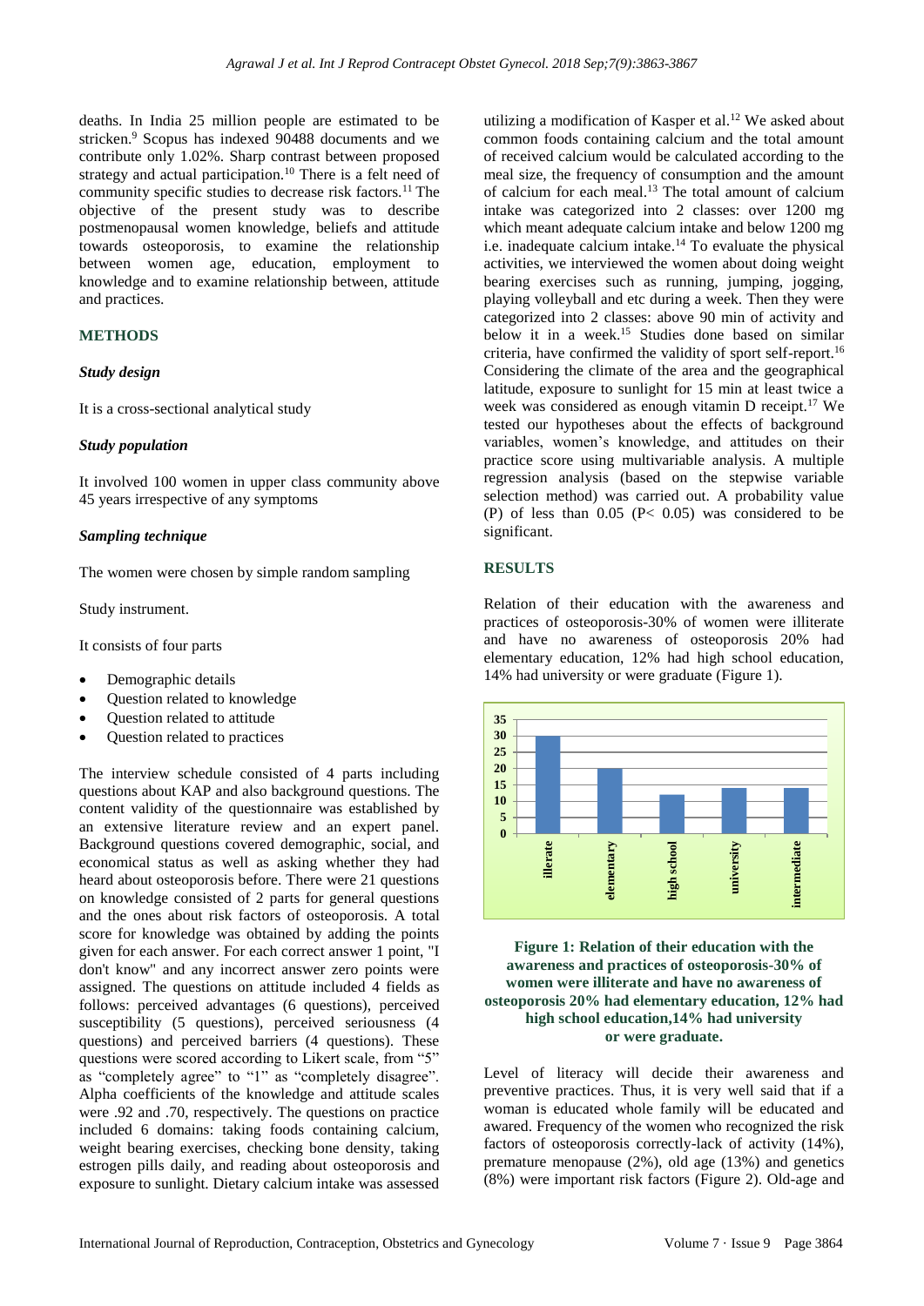deaths. In India 25 million people are estimated to be stricken.[9] Scopus has indexed 90488 documents and we contribute only 1.02%. Sharp contrast between proposed strategy and actual participation.[10] There is a felt need of community specific studies to decrease risk factors.[11] The objective of the present study was to describe postmenopausal women knowledge, beliefs and attitude towards osteoporosis, to examine the relationship between women age, education, employment to knowledge and to examine relationship between, attitude and practices.

## METHODS

### *Study design*

It is a cross-sectional analytical study

### *Study population*

It involved 100 women in upper class community above 45 years irrespective of any symptoms

### *Sampling technique*

The women were chosen by simple random sampling

Study instrument.

It consists of four parts

- Demographic details
- Question related to knowledge
- Question related to attitude
- Question related to practices

The interview schedule consisted of 4 parts including questions about KAP and also background questions. The content validity of the questionnaire was established by an extensive literature review and an expert panel. Background questions covered demographic, social, and economical status as well as asking whether they had heard about osteoporosis before. There were 21 questions on knowledge consisted of 2 parts for general questions and the ones about risk factors of osteoporosis. A total score for knowledge was obtained by adding the points given for each answer. For each correct answer 1 point, "I don't know" and any incorrect answer zero points were assigned. The questions on attitude included 4 fields as follows: perceived advantages (6 questions), perceived susceptibility (5 questions), perceived seriousness (4 questions) and perceived barriers (4 questions). These questions were scored according to Likert scale, from "5" as "completely agree" to "1" as "completely disagree". Alpha coefficients of the knowledge and attitude scales were .92 and .70, respectively. The questions on practice included 6 domains: taking foods containing calcium, weight bearing exercises, checking bone density, taking estrogen pills daily, and reading about osteoporosis and exposure to sunlight. Dietary calcium intake was assessed utilizing a modification of Kasper et al.[12] We asked about common foods containing calcium and the total amount of received calcium would be calculated according to the meal size, the frequency of consumption and the amount of calcium for each meal.[13] The total amount of calcium intake was categorized into 2 classes: over 1200 mg which meant adequate calcium intake and below 1200 mg i.e. inadequate calcium intake.[14] To evaluate the physical activities, we interviewed the women about doing weight bearing exercises such as running, jumping, jogging, playing volleyball and etc during a week. Then they were categorized into 2 classes: above 90 min of activity and below it in a week.[15] Studies done based on similar criteria, have confirmed the validity of sport self-report.[16] Considering the climate of the area and the geographical latitude, exposure to sunlight for 15 min at least twice a week was considered as enough vitamin D receipt.[17] We tested our hypotheses about the effects of background variables, women's knowledge, and attitudes on their practice score using multivariable analysis. A multiple regression analysis (based on the stepwise variable selection method) was carried out. A probability value (P) of less than 0.05 ($P < 0.05$) was considered to be significant.

## RESULTS

Relation of their education with the awareness and practices of osteoporosis-30% of women were illiterate and have no awareness of osteoporosis 20% had elementary education, 12% had high school education, 14% had university or were graduate (Figure 1).

**Figure 1: Relation of their education with the awareness and practices of osteoporosis-30% of women were illiterate and have no awareness of osteoporosis 20% had elementary education, 12% had high school education,14% had university or were graduate.**

Level of literacy will decide their awareness and preventive practices. Thus, it is very well said that if a woman is educated whole family will be educated and awared. Frequency of the women who recognized the risk factors of osteoporosis correctly-lack of activity (14%), premature menopause (2%), old age (13%) and genetics (8%) were important risk factors (Figure 2). Old-age and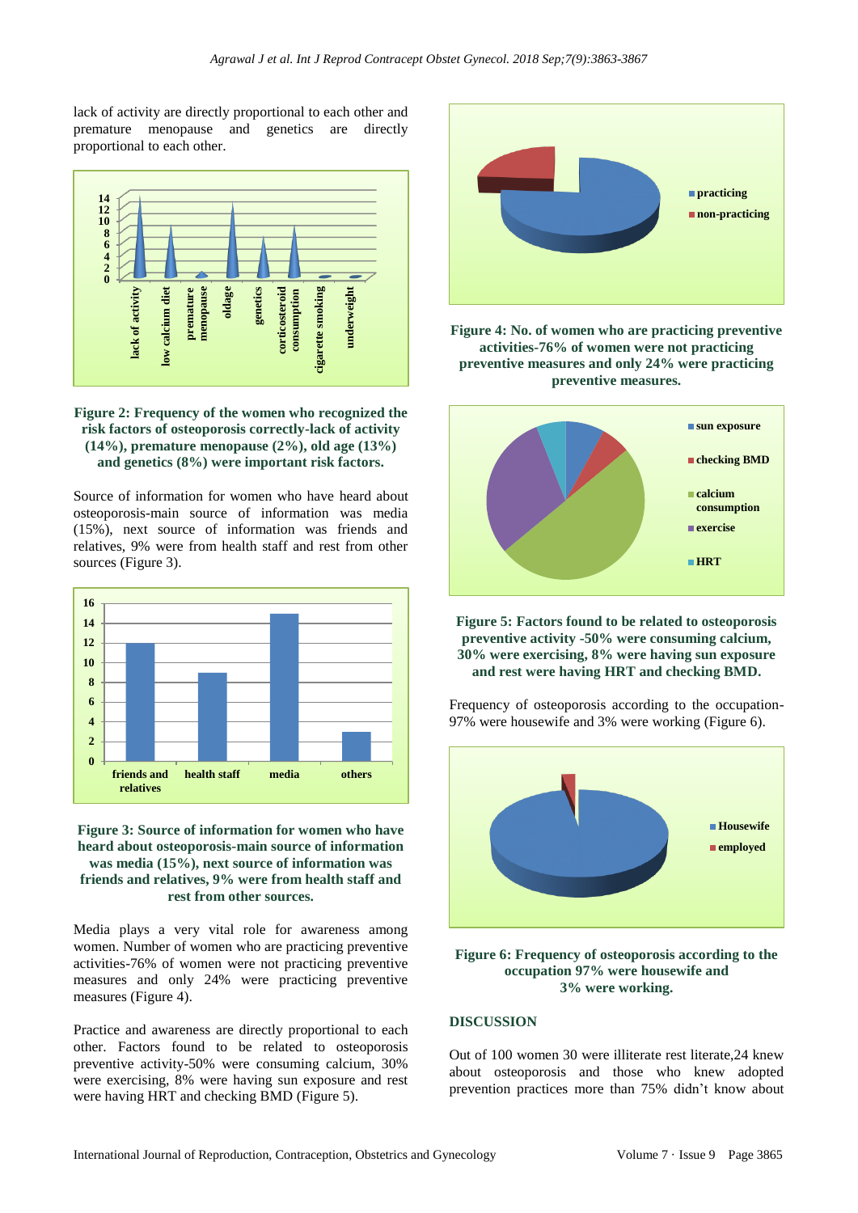lack of activity are directly proportional to each other and premature menopause and genetics are directly proportional to each other.

**Figure 2: Frequency of the women who recognized the risk factors of osteoporosis correctly-lack of activity (14%), premature menopause (2%), old age (13%) and genetics (8%) were important risk factors.**

Source of information for women who have heard about osteoporosis-main source of information was media (15%), next source of information was friends and relatives, 9% were from health staff and rest from other sources (Figure 3).

**Figure 3: Source of information for women who have heard about osteoporosis-main source of information was media (15%), next source of information was friends and relatives, 9% were from health staff and rest from other sources.**

Media plays a very vital role for awareness among women. Number of women who are practicing preventive activities-76% of women were not practicing preventive measures and only 24% were practicing preventive measures (Figure 4).

Practice and awareness are directly proportional to each other. Factors found to be related to osteoporosis preventive activity-50% were consuming calcium, 30% were exercising, 8% were having sun exposure and rest were having HRT and checking BMD (Figure 5).

**Figure 4: No. of women who are practicing preventive activities-76% of women were not practicing preventive measures and only 24% were practicing preventive measures.**

**Figure 5: Factors found to be related to osteoporosis preventive activity -50% were consuming calcium, 30% were exercising, 8% were having sun exposure and rest were having HRT and checking BMD.**

Frequency of osteoporosis according to the occupation-97% were housewife and 3% were working (Figure 6).

**Figure 6: Frequency of osteoporosis according to the occupation 97% were housewife and 3% were working.**

## DISCUSSION

Out of 100 women 30 were illiterate rest literate,24 knew about osteoporosis and those who knew adopted prevention practices more than 75% didn't know about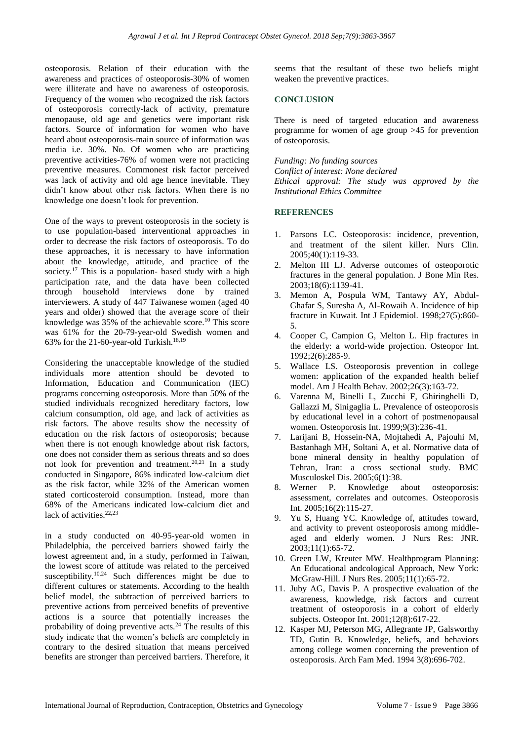osteoporosis. Relation of their education with the awareness and practices of osteoporosis-30% of women were illiterate and have no awareness of osteoporosis. Frequency of the women who recognized the risk factors of osteoporosis correctly-lack of activity, premature menopause, old age and genetics were important risk factors. Source of information for women who have heard about osteoporosis-main source of information was media i.e. 30%. No. Of women who are practicing preventive activities-76% of women were not practicing preventive measures. Commonest risk factor perceived was lack of activity and old age hence inevitable. They didn't know about other risk factors. When there is no knowledge one doesn't look for prevention.

One of the ways to prevent osteoporosis in the society is to use population-based interventional approaches in order to decrease the risk factors of osteoporosis. To do these approaches, it is necessary to have information about the knowledge, attitude, and practice of the society.[17] This is a population- based study with a high participation rate, and the data have been collected through household interviews done by trained interviewers. A study of 447 Taiwanese women (aged 40 years and older) showed that the average score of their knowledge was 35% of the achievable score.[10] This score was 61% for the 20-79-year-old Swedish women and 63% for the 21-60-year-old Turkish.[18,19]

Considering the unacceptable knowledge of the studied individuals more attention should be devoted to Information, Education and Communication (IEC) programs concerning osteoporosis. More than 50% of the studied individuals recognized hereditary factors, low calcium consumption, old age, and lack of activities as risk factors. The above results show the necessity of education on the risk factors of osteoporosis; because when there is not enough knowledge about risk factors, one does not consider them as serious threats and so does not look for prevention and treatment.[20,21] In a study conducted in Singapore, 86% indicated low-calcium diet as the risk factor, while 32% of the American women stated corticosteroid consumption. Instead, more than 68% of the Americans indicated low-calcium diet and lack of activities.[22,23]

in a study conducted on 40-95-year-old women in Philadelphia, the perceived barriers showed fairly the lowest agreement and, in a study, performed in Taiwan, the lowest score of attitude was related to the perceived susceptibility.[10,24] Such differences might be due to different cultures or statements. According to the health belief model, the subtraction of perceived barriers to preventive actions from perceived benefits of preventive actions is a source that potentially increases the probability of doing preventive acts.[24] The results of this study indicate that the women's beliefs are completely in contrary to the desired situation that means perceived benefits are stronger than perceived barriers. Therefore, it seems that the resultant of these two beliefs might weaken the preventive practices.

## CONCLUSION

There is need of targeted education and awareness programme for women of age group >45 for prevention of osteoporosis.

*Funding: No funding sources*
*Conflict of interest: None declared*
*Ethical approval: The study was approved by the Institutional Ethics Committee*

## REFERENCES

1. Parsons LC. Osteoporosis: incidence, prevention, and treatment of the silent killer. Nurs Clin. 2005;40(1):119-33.
2. Melton III LJ. Adverse outcomes of osteoporotic fractures in the general population. J Bone Min Res. 2003;18(6):1139-41.
3. Memon A, Pospula WM, Tantawy AY, Abdul-Ghafar S, Suresha A, Al-Rowaih A. Incidence of hip fracture in Kuwait. Int J Epidemiol. 1998;27(5):860-5.
4. Cooper C, Campion G, Melton L. Hip fractures in the elderly: a world-wide projection. Osteopor Int. 1992;2(6):285-9.
5. Wallace LS. Osteoporosis prevention in college women: application of the expanded health belief model. Am J Health Behav. 2002;26(3):163-72.
6. Varenna M, Binelli L, Zucchi F, Ghiringhelli D, Gallazzi M, Sinigaglia L. Prevalence of osteoporosis by educational level in a cohort of postmenopausal women. Osteoporosis Int. 1999;9(3):236-41.
7. Larijani B, Hossein-NA, Mojtahedi A, Pajouhi M, Bastanhagh MH, Soltani A, et al. Normative data of bone mineral density in healthy population of Tehran, Iran: a cross sectional study. BMC Musculoskel Dis. 2005;6(1):38.
8. Werner P. Knowledge about osteoporosis: assessment, correlates and outcomes. Osteoporosis Int. 2005;16(2):115-27.
9. Yu S, Huang YC. Knowledge of, attitudes toward, and activity to prevent osteoporosis among middle-aged and elderly women. J Nurs Res: JNR. 2003;11(1):65-72.
10. Green LW, Kreuter MW. Healthprogram Planning: An Educational andcological Approach, New York: McGraw-Hill. J Nurs Res. 2005;11(1):65-72.
11. Juby AG, Davis P. A prospective evaluation of the awareness, knowledge, risk factors and current treatment of osteoporosis in a cohort of elderly subjects. Osteopor Int. 2001;12(8):617-22.
12. Kasper MJ, Peterson MG, Allegrante JP, Galsworthy TD, Gutin B. Knowledge, beliefs, and behaviors among college women concerning the prevention of osteoporosis. Arch Fam Med. 1994 3(8):696-702.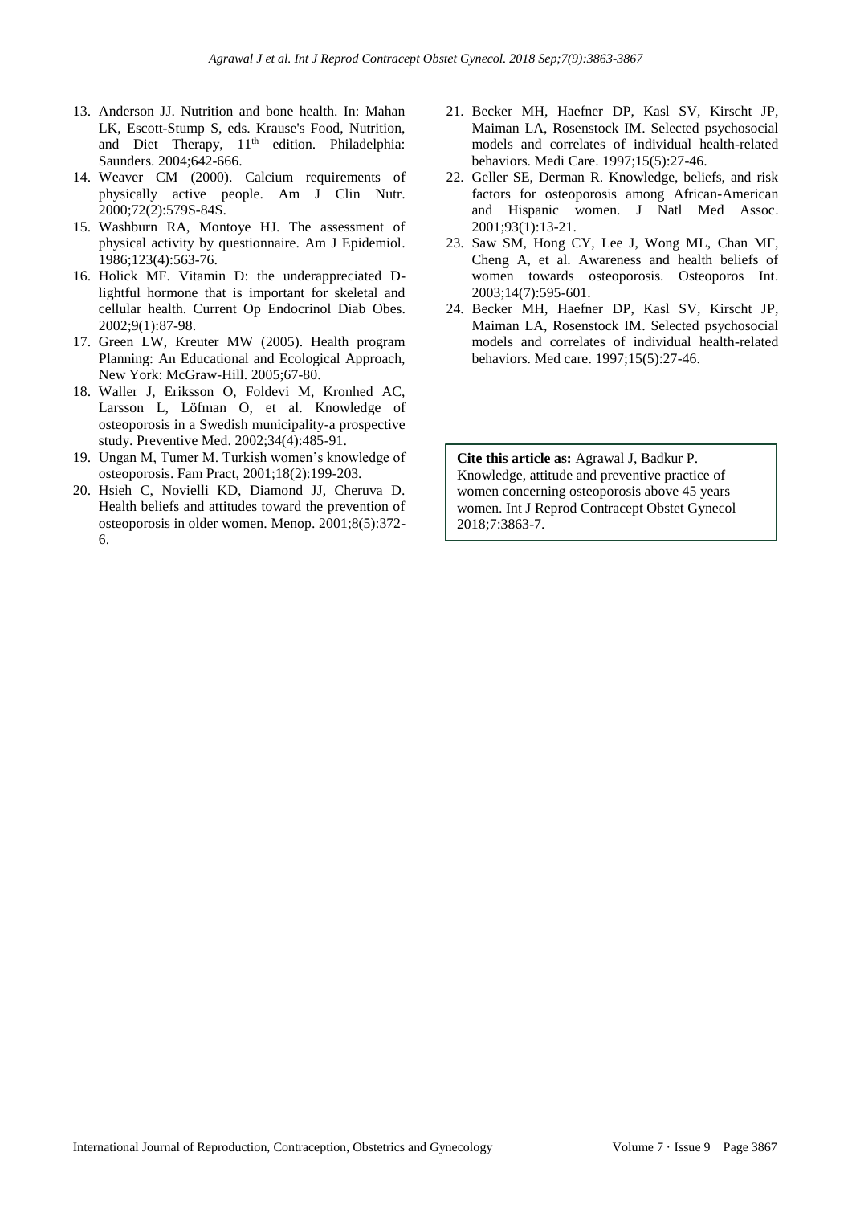13. Anderson JJ. Nutrition and bone health. In: Mahan LK, Escott-Stump S, eds. Krause's Food, Nutrition, and Diet Therapy, 11th edition. Philadelphia: Saunders. 2004;642-666.
14. Weaver CM (2000). Calcium requirements of physically active people. Am J Clin Nutr. 2000;72(2):579S-84S.
15. Washburn RA, Montoye HJ. The assessment of physical activity by questionnaire. Am J Epidemiol. 1986;123(4):563-76.
16. Holick MF. Vitamin D: the underappreciated D-lightful hormone that is important for skeletal and cellular health. Current Op Endocrinol Diab Obes. 2002;9(1):87-98.
17. Green LW, Kreuter MW (2005). Health program Planning: An Educational and Ecological Approach, New York: McGraw-Hill. 2005;67-80.
18. Waller J, Eriksson O, Foldevi M, Kronhed AC, Larsson L, Löfman O, et al. Knowledge of osteoporosis in a Swedish municipality-a prospective study. Preventive Med. 2002;34(4):485-91.
19. Ungan M, Tumer M. Turkish women's knowledge of osteoporosis. Fam Pract, 2001;18(2):199-203.
20. Hsieh C, Novielli KD, Diamond JJ, Cheruva D. Health beliefs and attitudes toward the prevention of osteoporosis in older women. Menop. 2001;8(5):372-6.
21. Becker MH, Haefner DP, Kasl SV, Kirscht JP, Maiman LA, Rosenstock IM. Selected psychosocial models and correlates of individual health-related behaviors. Medi Care. 1997;15(5):27-46.
22. Geller SE, Derman R. Knowledge, beliefs, and risk factors for osteoporosis among African-American and Hispanic women. J Natl Med Assoc. 2001;93(1):13-21.
23. Saw SM, Hong CY, Lee J, Wong ML, Chan MF, Cheng A, et al. Awareness and health beliefs of women towards osteoporosis. Osteoporos Int. 2003;14(7):595-601.
24. Becker MH, Haefner DP, Kasl SV, Kirscht JP, Maiman LA, Rosenstock IM. Selected psychosocial models and correlates of individual health-related behaviors. Med care. 1997;15(5):27-46.

**Cite this article as:** Agrawal J, Badkur P. Knowledge, attitude and preventive practice of women concerning osteoporosis above 45 years women. Int J Reprod Contracept Obstet Gynecol 2018;7:3863-7.